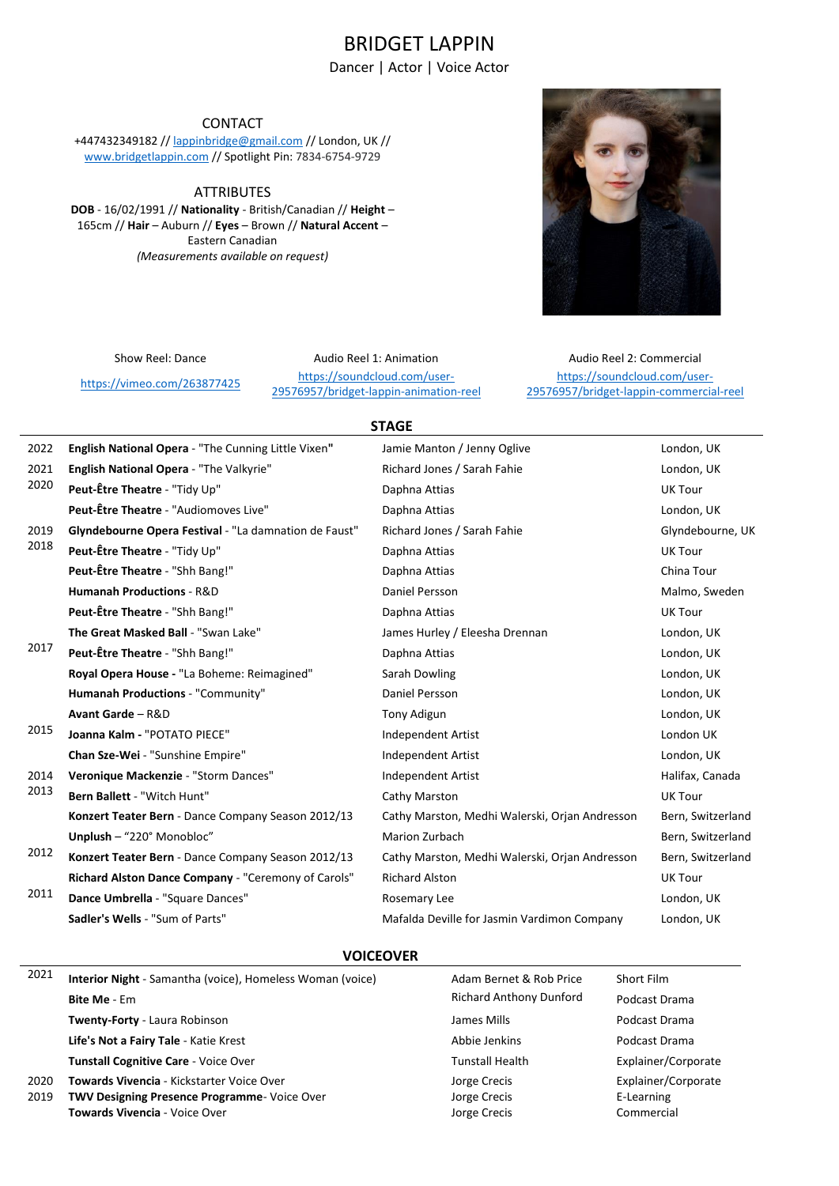# BRIDGET LAPPIN

Dancer | Actor | Voice Actor

## CONTACT

+447432349182 // lappinbridge@gmail.com // London, UK // www.bridgetlappin.com // Spotlight Pin: 7834-6754-9729

## ATTRIBUTES

**DOB** - 16/02/1991 // **Nationality** - British/Canadian // **Height** – 165cm // **Hair** – Auburn // **Eyes** – Brown // **Natural Accent** – Eastern Canadian

*(Measurements available on request)*

| Show Reel: Dance | Audio Reel 1: Animation | Audio Reel 2: Commercial |
|---|---|---|
| https://vimeo.com/263877425 | https://soundcloud.com/user-29576957/bridget-lappin-animation-reel | https://soundcloud.com/user-29576957/bridget-lappin-commercial-reel |

## STAGE

| Year | Production | Director/Choreographer | Location |
|---|---|---|---|
| 2022 | **English National Opera** - "The Cunning Little Vixen" | Jamie Manton / Jenny Oglive | London, UK |
| 2021 | **English National Opera** - "The Valkyrie" | Richard Jones / Sarah Fahie | London, UK |
| 2020 | **Peut-Être Theatre** - "Tidy Up" | Daphna Attias | UK Tour |
| | **Peut-Être Theatre** - "Audiomoves Live" | Daphna Attias | London, UK |
| 2019 | **Glyndebourne Opera Festival** - "La damnation de Faust" | Richard Jones / Sarah Fahie | Glyndebourne, UK |
| 2018 | **Peut-Être Theatre** - "Tidy Up" | Daphna Attias | UK Tour |
| | **Peut-Être Theatre** - "Shh Bang!" | Daphna Attias | China Tour |
| | **Humanah Productions** - R&D | Daniel Persson | Malmo, Sweden |
| | **Peut-Être Theatre** - "Shh Bang!" | Daphna Attias | UK Tour |
| | **The Great Masked Ball** - "Swan Lake" | James Hurley / Eleesha Drennan | London, UK |
| 2017 | **Peut-Être Theatre** - "Shh Bang!" | Daphna Attias | London, UK |
| | **Royal Opera House -** "La Boheme: Reimagined" | Sarah Dowling | London, UK |
| | **Humanah Productions** - "Community" | Daniel Persson | London, UK |
| | **Avant Garde** – R&D | Tony Adigun | London, UK |
| 2015 | **Joanna Kalm -** "POTATO PIECE" | Independent Artist | London UK |
| | **Chan Sze-Wei** - "Sunshine Empire" | Independent Artist | London, UK |
| 2014 | **Veronique Mackenzie** - "Storm Dances" | Independent Artist | Halifax, Canada |
| 2013 | **Bern Ballett** - "Witch Hunt" | Cathy Marston | UK Tour |
| | **Konzert Teater Bern** - Dance Company Season 2012/13 | Cathy Marston, Medhi Walerski, Orjan Andresson | Bern, Switzerland |
| | **Unplush** – "220° Monobloc" | Marion Zurbach | Bern, Switzerland |
| 2012 | **Konzert Teater Bern** - Dance Company Season 2012/13 | Cathy Marston, Medhi Walerski, Orjan Andresson | Bern, Switzerland |
| | **Richard Alston Dance Company** - "Ceremony of Carols" | Richard Alston | UK Tour |
| 2011 | **Dance Umbrella** - "Square Dances" | Rosemary Lee | London, UK |
| | **Sadler's Wells** - "Sum of Parts" | Mafalda Deville for Jasmin Vardimon Company | London, UK |

## VOICEOVER

| Year | Production | Director/Producer | Type |
|---|---|---|---|
| 2021 | **Interior Night** - Samantha (voice), Homeless Woman (voice) | Adam Bernet & Rob Price | Short Film |
| | **Bite Me** - Em | Richard Anthony Dunford | Podcast Drama |
| | **Twenty-Forty** - Laura Robinson | James Mills | Podcast Drama |
| | **Life's Not a Fairy Tale** - Katie Krest | Abbie Jenkins | Podcast Drama |
| | **Tunstall Cognitive Care** - Voice Over | Tunstall Health | Explainer/Corporate |
| 2020 | **Towards Vivencia** - Kickstarter Voice Over | Jorge Crecis | Explainer/Corporate |
| 2019 | **TWV Designing Presence Programme**- Voice Over | Jorge Crecis | E-Learning |
| | **Towards Vivencia** - Voice Over | Jorge Crecis | Commercial |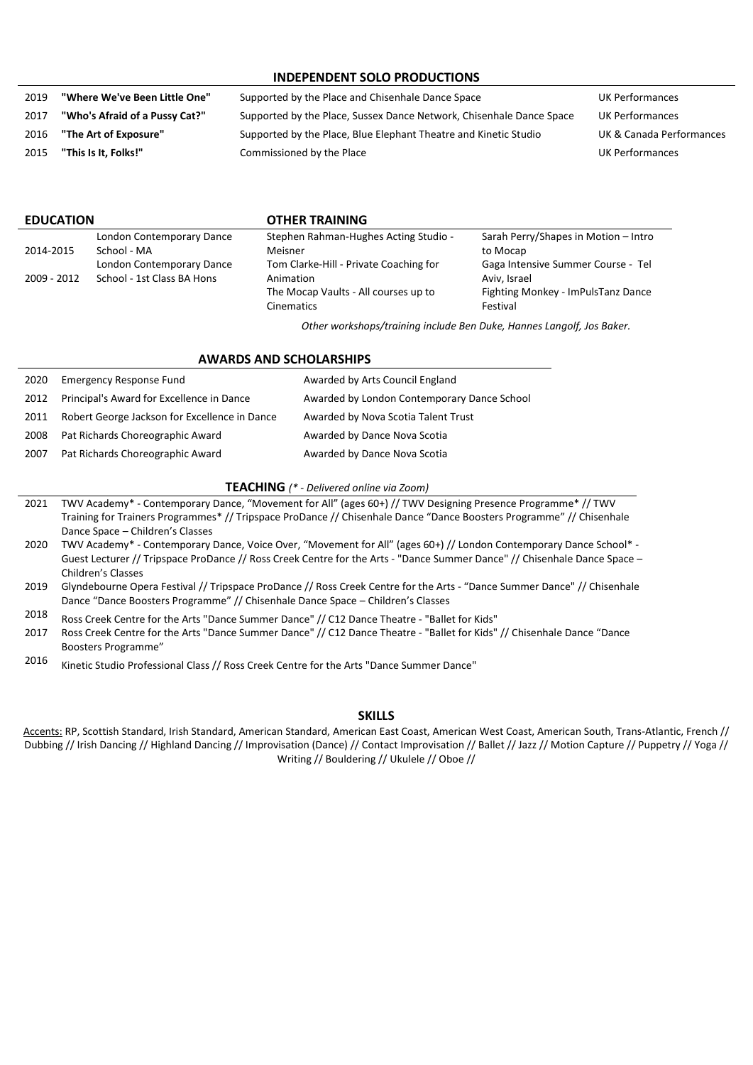## INDEPENDENT SOLO PRODUCTIONS

| | | | |
|---|---|---|---|
| 2019 | **"Where We've Been Little One"** | Supported by the Place and Chisenhale Dance Space | UK Performances |
| 2017 | **"Who's Afraid of a Pussy Cat?"** | Supported by the Place, Sussex Dance Network, Chisenhale Dance Space | UK Performances |
| 2016 | **"The Art of Exposure"** | Supported by the Place, Blue Elephant Theatre and Kinetic Studio | UK & Canada Performances |
| 2015 | **"This Is It, Folks!"** | Commissioned by the Place | UK Performances |

## EDUCATION

| | |
|---|---|
| 2014-2015 | London Contemporary Dance School - MA |
| 2009 - 2012 | London Contemporary Dance School - 1st Class BA Hons |

## OTHER TRAINING

- Stephen Rahman-Hughes Acting Studio - Meisner
- Tom Clarke-Hill - Private Coaching for Animation
- The Mocap Vaults - All courses up to Cinematics
- Sarah Perry/Shapes in Motion – Intro to Mocap
- Gaga Intensive Summer Course - Tel Aviv, Israel
- Fighting Monkey - ImPulsTanz Dance Festival

*Other workshops/training include Ben Duke, Hannes Langolf, Jos Baker.*

## AWARDS AND SCHOLARSHIPS

| | | |
|---|---|---|
| 2020 | Emergency Response Fund | Awarded by Arts Council England |
| 2012 | Principal's Award for Excellence in Dance | Awarded by London Contemporary Dance School |
| 2011 | Robert George Jackson for Excellence in Dance | Awarded by Nova Scotia Talent Trust |
| 2008 | Pat Richards Choreographic Award | Awarded by Dance Nova Scotia |
| 2007 | Pat Richards Choreographic Award | Awarded by Dance Nova Scotia |

## TEACHING *(* - Delivered online via Zoom)*

| | |
|---|---|
| 2021 | TWV Academy* - Contemporary Dance, "Movement for All" (ages 60+) // TWV Designing Presence Programme* // TWV Training for Trainers Programmes* // Tripspace ProDance // Chisenhale Dance "Dance Boosters Programme" // Chisenhale Dance Space – Children's Classes |
| 2020 | TWV Academy* - Contemporary Dance, Voice Over, "Movement for All" (ages 60+) // London Contemporary Dance School* - Guest Lecturer // Tripspace ProDance // Ross Creek Centre for the Arts - "Dance Summer Dance" // Chisenhale Dance Space – Children's Classes |
| 2019 | Glyndebourne Opera Festival // Tripspace ProDance // Ross Creek Centre for the Arts - "Dance Summer Dance" // Chisenhale Dance "Dance Boosters Programme" // Chisenhale Dance Space – Children's Classes |
| 2018 | Ross Creek Centre for the Arts "Dance Summer Dance" // C12 Dance Theatre - "Ballet for Kids" |
| 2017 | Ross Creek Centre for the Arts "Dance Summer Dance" // C12 Dance Theatre - "Ballet for Kids" // Chisenhale Dance "Dance Boosters Programme" |
| 2016 | Kinetic Studio Professional Class // Ross Creek Centre for the Arts "Dance Summer Dance" |

## SKILLS

Accents: RP, Scottish Standard, Irish Standard, American Standard, American East Coast, American West Coast, American South, Trans-Atlantic, French // Dubbing // Irish Dancing // Highland Dancing // Improvisation (Dance) // Contact Improvisation // Ballet // Jazz // Motion Capture // Puppetry // Yoga // Writing // Bouldering // Ukulele // Oboe //